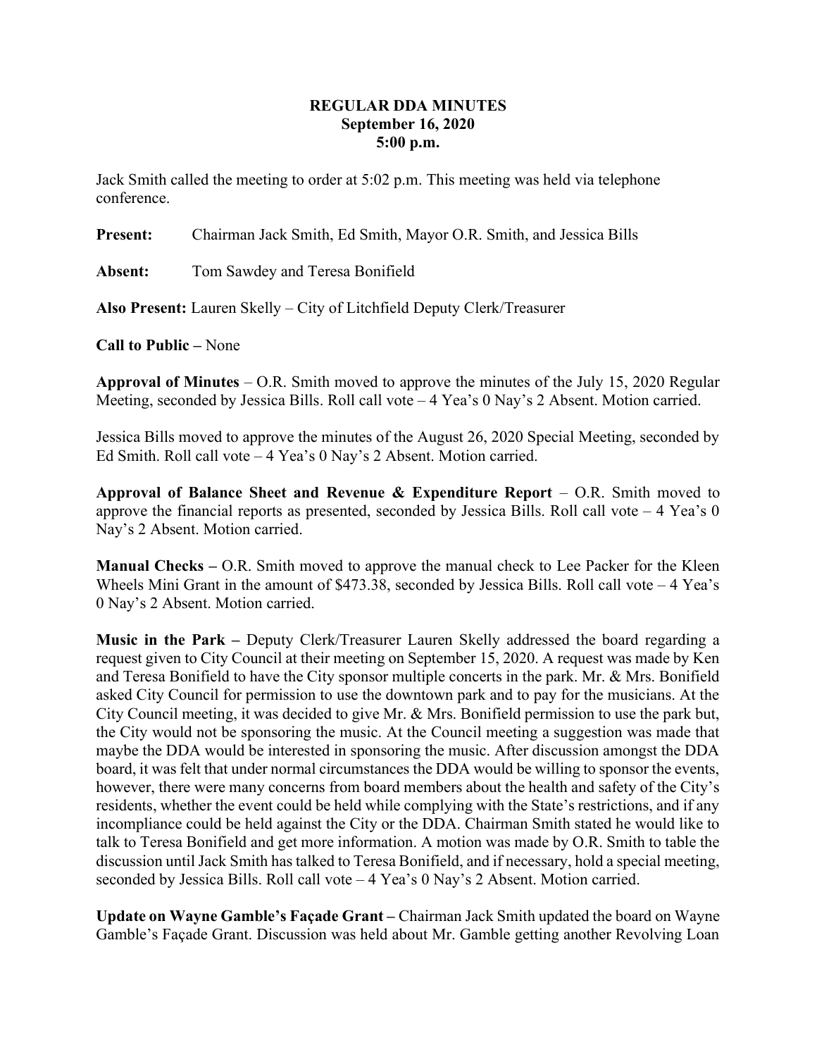**REGULAR DDA MINUTES**
**September 16, 2020**
**5:00 p.m.**

Jack Smith called the meeting to order at 5:02 p.m. This meeting was held via telephone conference.

**Present:** Chairman Jack Smith, Ed Smith, Mayor O.R. Smith, and Jessica Bills

**Absent:** Tom Sawdey and Teresa Bonifield

**Also Present:** Lauren Skelly – City of Litchfield Deputy Clerk/Treasurer

**Call to Public –** None

**Approval of Minutes** – O.R. Smith moved to approve the minutes of the July 15, 2020 Regular Meeting, seconded by Jessica Bills. Roll call vote – 4 Yea's 0 Nay's 2 Absent. Motion carried.

Jessica Bills moved to approve the minutes of the August 26, 2020 Special Meeting, seconded by Ed Smith. Roll call vote – 4 Yea's 0 Nay's 2 Absent. Motion carried.

**Approval of Balance Sheet and Revenue & Expenditure Report** – O.R. Smith moved to approve the financial reports as presented, seconded by Jessica Bills. Roll call vote – 4 Yea's 0 Nay's 2 Absent. Motion carried.

**Manual Checks –** O.R. Smith moved to approve the manual check to Lee Packer for the Kleen Wheels Mini Grant in the amount of $473.38, seconded by Jessica Bills. Roll call vote – 4 Yea's 0 Nay's 2 Absent. Motion carried.

**Music in the Park –** Deputy Clerk/Treasurer Lauren Skelly addressed the board regarding a request given to City Council at their meeting on September 15, 2020. A request was made by Ken and Teresa Bonifield to have the City sponsor multiple concerts in the park. Mr. & Mrs. Bonifield asked City Council for permission to use the downtown park and to pay for the musicians. At the City Council meeting, it was decided to give Mr. & Mrs. Bonifield permission to use the park but, the City would not be sponsoring the music. At the Council meeting a suggestion was made that maybe the DDA would be interested in sponsoring the music. After discussion amongst the DDA board, it was felt that under normal circumstances the DDA would be willing to sponsor the events, however, there were many concerns from board members about the health and safety of the City's residents, whether the event could be held while complying with the State's restrictions, and if any incompliance could be held against the City or the DDA. Chairman Smith stated he would like to talk to Teresa Bonifield and get more information. A motion was made by O.R. Smith to table the discussion until Jack Smith has talked to Teresa Bonifield, and if necessary, hold a special meeting, seconded by Jessica Bills. Roll call vote – 4 Yea's 0 Nay's 2 Absent. Motion carried.

**Update on Wayne Gamble's Façade Grant –** Chairman Jack Smith updated the board on Wayne Gamble's Façade Grant. Discussion was held about Mr. Gamble getting another Revolving Loan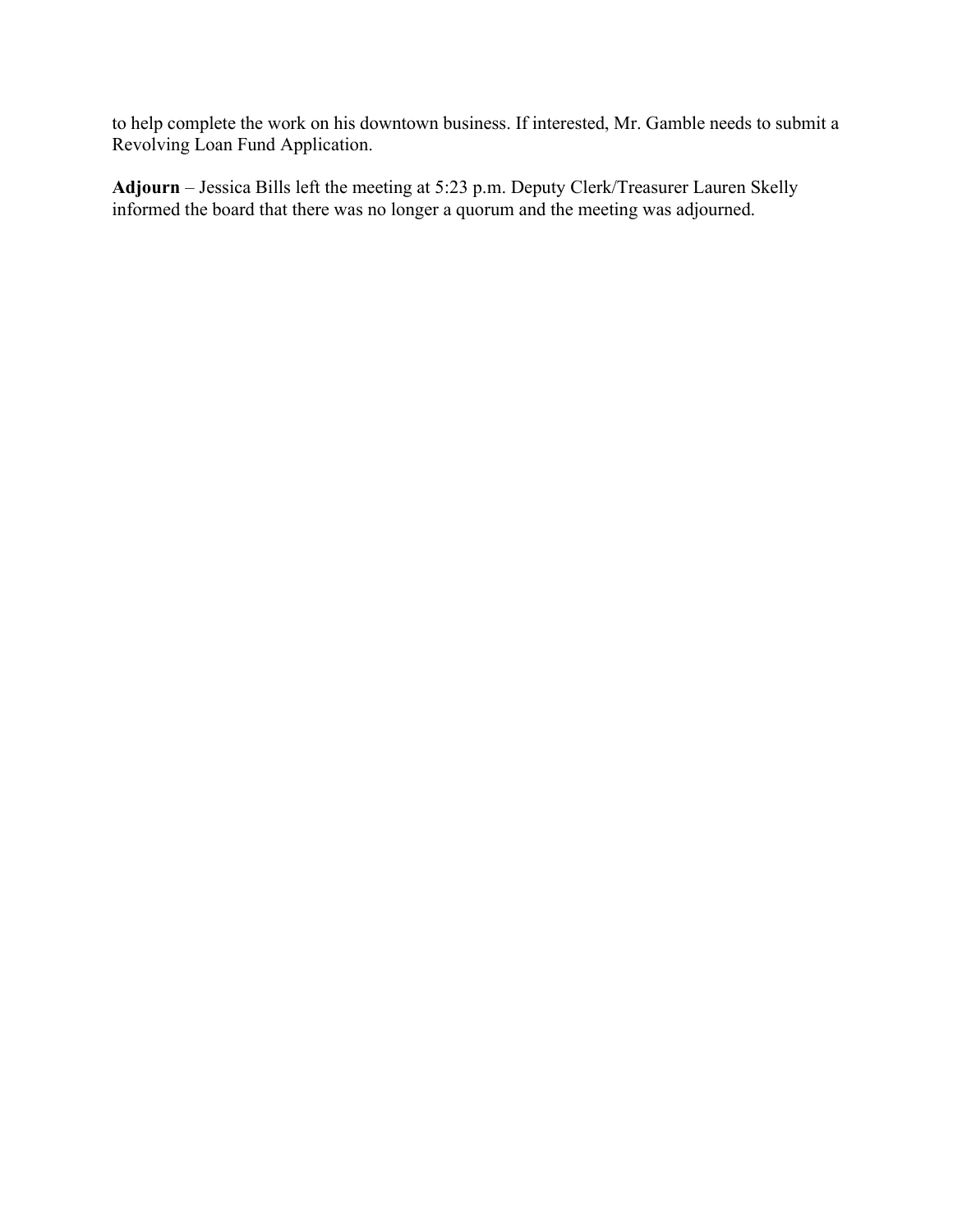to help complete the work on his downtown business. If interested, Mr. Gamble needs to submit a Revolving Loan Fund Application.

**Adjourn** – Jessica Bills left the meeting at 5:23 p.m. Deputy Clerk/Treasurer Lauren Skelly informed the board that there was no longer a quorum and the meeting was adjourned.